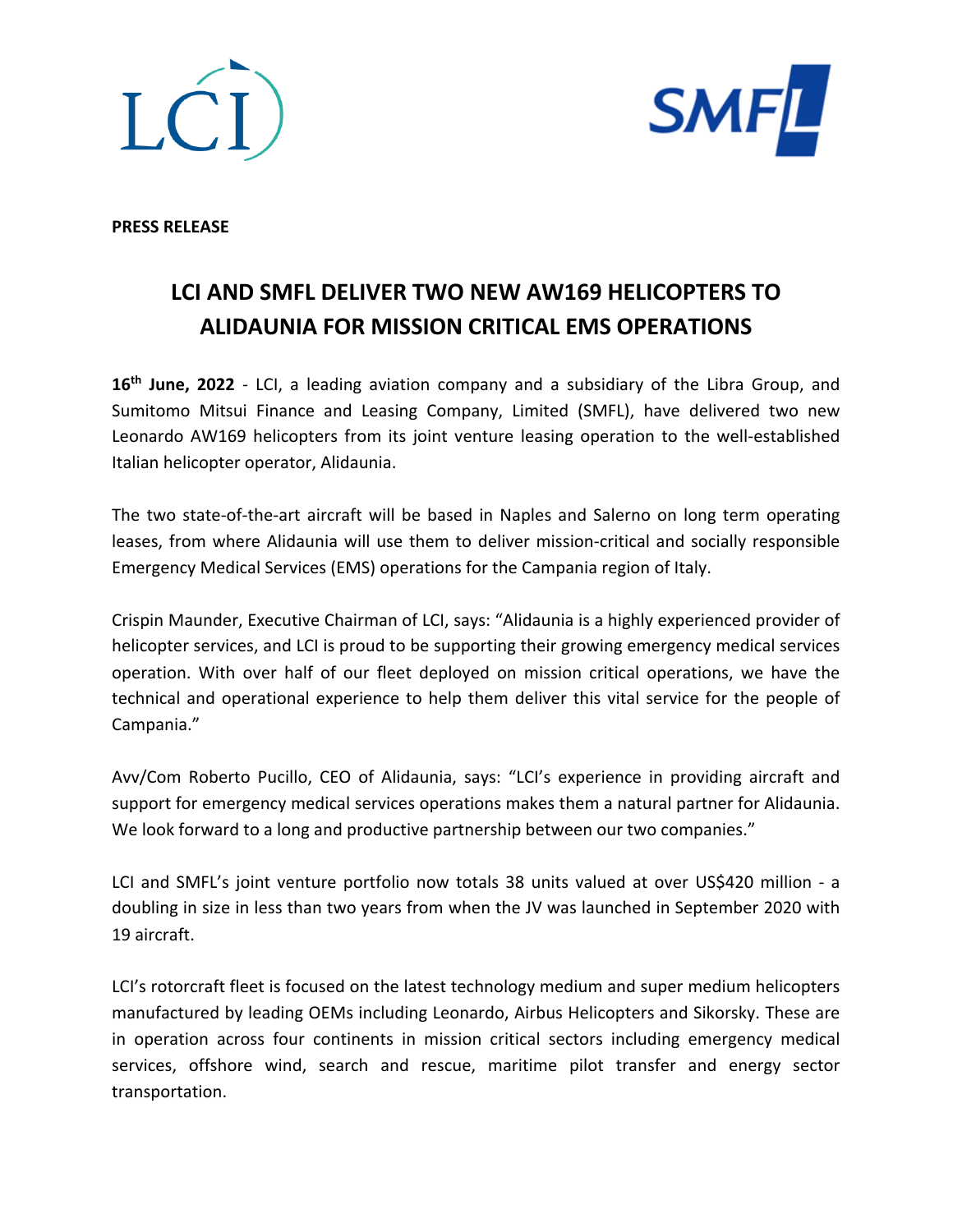**PRESS RELEASE**

# LCI AND SMFL DELIVER TWO NEW AW169 HELICOPTERS TO ALIDAUNIA FOR MISSION CRITICAL EMS OPERATIONS

**16th June, 2022** - LCI, a leading aviation company and a subsidiary of the Libra Group, and Sumitomo Mitsui Finance and Leasing Company, Limited (SMFL), have delivered two new Leonardo AW169 helicopters from its joint venture leasing operation to the well-established Italian helicopter operator, Alidaunia.

The two state-of-the-art aircraft will be based in Naples and Salerno on long term operating leases, from where Alidaunia will use them to deliver mission-critical and socially responsible Emergency Medical Services (EMS) operations for the Campania region of Italy.

Crispin Maunder, Executive Chairman of LCI, says: "Alidaunia is a highly experienced provider of helicopter services, and LCI is proud to be supporting their growing emergency medical services operation. With over half of our fleet deployed on mission critical operations, we have the technical and operational experience to help them deliver this vital service for the people of Campania."

Avv/Com Roberto Pucillo, CEO of Alidaunia, says: "LCI's experience in providing aircraft and support for emergency medical services operations makes them a natural partner for Alidaunia. We look forward to a long and productive partnership between our two companies."

LCI and SMFL's joint venture portfolio now totals 38 units valued at over US$420 million - a doubling in size in less than two years from when the JV was launched in September 2020 with 19 aircraft.

LCI's rotorcraft fleet is focused on the latest technology medium and super medium helicopters manufactured by leading OEMs including Leonardo, Airbus Helicopters and Sikorsky. These are in operation across four continents in mission critical sectors including emergency medical services, offshore wind, search and rescue, maritime pilot transfer and energy sector transportation.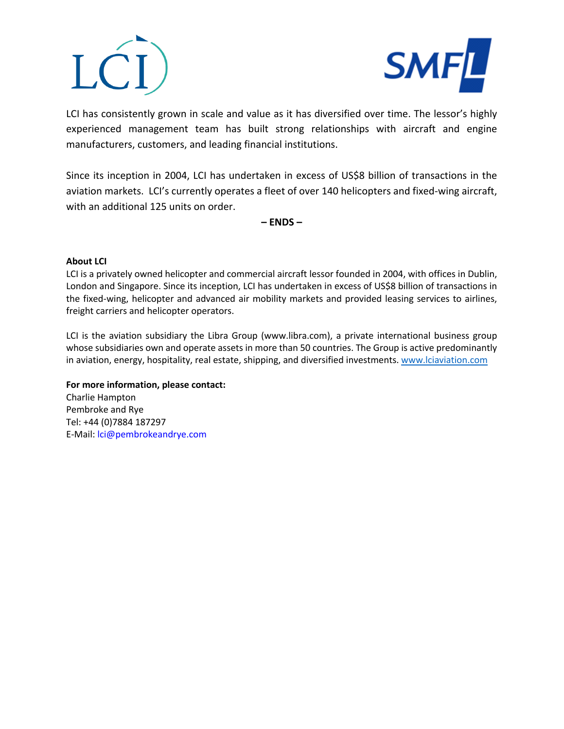LCI has consistently grown in scale and value as it has diversified over time. The lessor's highly experienced management team has built strong relationships with aircraft and engine manufacturers, customers, and leading financial institutions.

Since its inception in 2004, LCI has undertaken in excess of US$8 billion of transactions in the aviation markets. LCI's currently operates a fleet of over 140 helicopters and fixed-wing aircraft, with an additional 125 units on order.

**– ENDS –**

**About LCI**

LCI is a privately owned helicopter and commercial aircraft lessor founded in 2004, with offices in Dublin, London and Singapore. Since its inception, LCI has undertaken in excess of US$8 billion of transactions in the fixed-wing, helicopter and advanced air mobility markets and provided leasing services to airlines, freight carriers and helicopter operators.

LCI is the aviation subsidiary the Libra Group (www.libra.com), a private international business group whose subsidiaries own and operate assets in more than 50 countries. The Group is active predominantly in aviation, energy, hospitality, real estate, shipping, and diversified investments. www.lciaviation.com

**For more information, please contact:**

Charlie Hampton
Pembroke and Rye
Tel: +44 (0)7884 187297
E-Mail: lci@pembrokeandrye.com